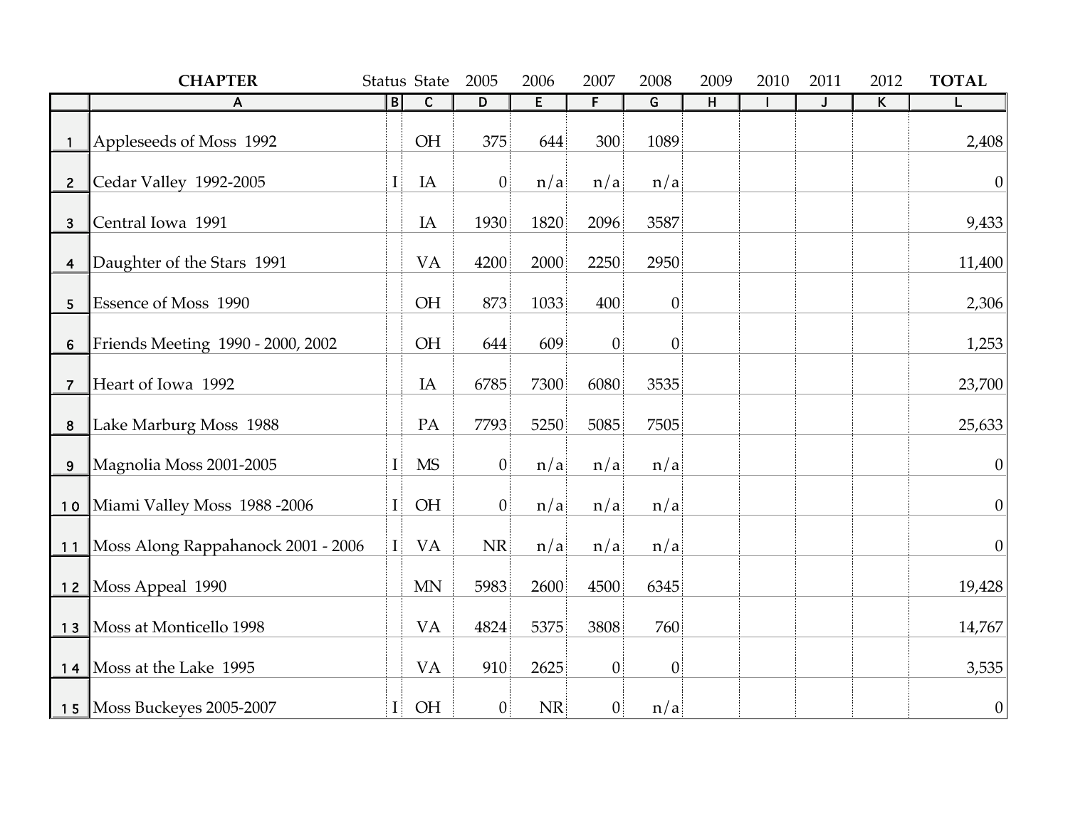| | CHAPTER | Status | State | 2005 | 2006 | 2007 | 2008 | 2009 | 2010 | 2011 | 2012 | TOTAL |
|---|---|---|---|---|---|---|---|---|---|---|---|---|
| | A | B | C | D | E | F | G | H | I | J | K | L |
| 1 | Appleseeds of Moss 1992 | | OH | 375 | 644 | 300 | 1089 | | | | | 2,408 |
| 2 | Cedar Valley 1992-2005 | I | IA | 0 | n/a | n/a | n/a | | | | | 0 |
| 3 | Central Iowa 1991 | | IA | 1930 | 1820 | 2096 | 3587 | | | | | 9,433 |
| 4 | Daughter of the Stars 1991 | | VA | 4200 | 2000 | 2250 | 2950 | | | | | 11,400 |
| 5 | Essence of Moss 1990 | | OH | 873 | 1033 | 400 | 0 | | | | | 2,306 |
| 6 | Friends Meeting 1990 - 2000, 2002 | | OH | 644 | 609 | 0 | 0 | | | | | 1,253 |
| 7 | Heart of Iowa 1992 | | IA | 6785 | 7300 | 6080 | 3535 | | | | | 23,700 |
| 8 | Lake Marburg Moss 1988 | | PA | 7793 | 5250 | 5085 | 7505 | | | | | 25,633 |
| 9 | Magnolia Moss 2001-2005 | I | MS | 0 | n/a | n/a | n/a | | | | | 0 |
| 10 | Miami Valley Moss 1988 -2006 | I | OH | 0 | n/a | n/a | n/a | | | | | 0 |
| 11 | Moss Along Rappahanock 2001 - 2006 | I | VA | NR | n/a | n/a | n/a | | | | | 0 |
| 12 | Moss Appeal 1990 | | MN | 5983 | 2600 | 4500 | 6345 | | | | | 19,428 |
| 13 | Moss at Monticello 1998 | | VA | 4824 | 5375 | 3808 | 760 | | | | | 14,767 |
| 14 | Moss at the Lake 1995 | | VA | 910 | 2625 | 0 | 0 | | | | | 3,535 |
| 15 | Moss Buckeyes 2005-2007 | I | OH | 0 | NR | 0 | n/a | | | | | 0 |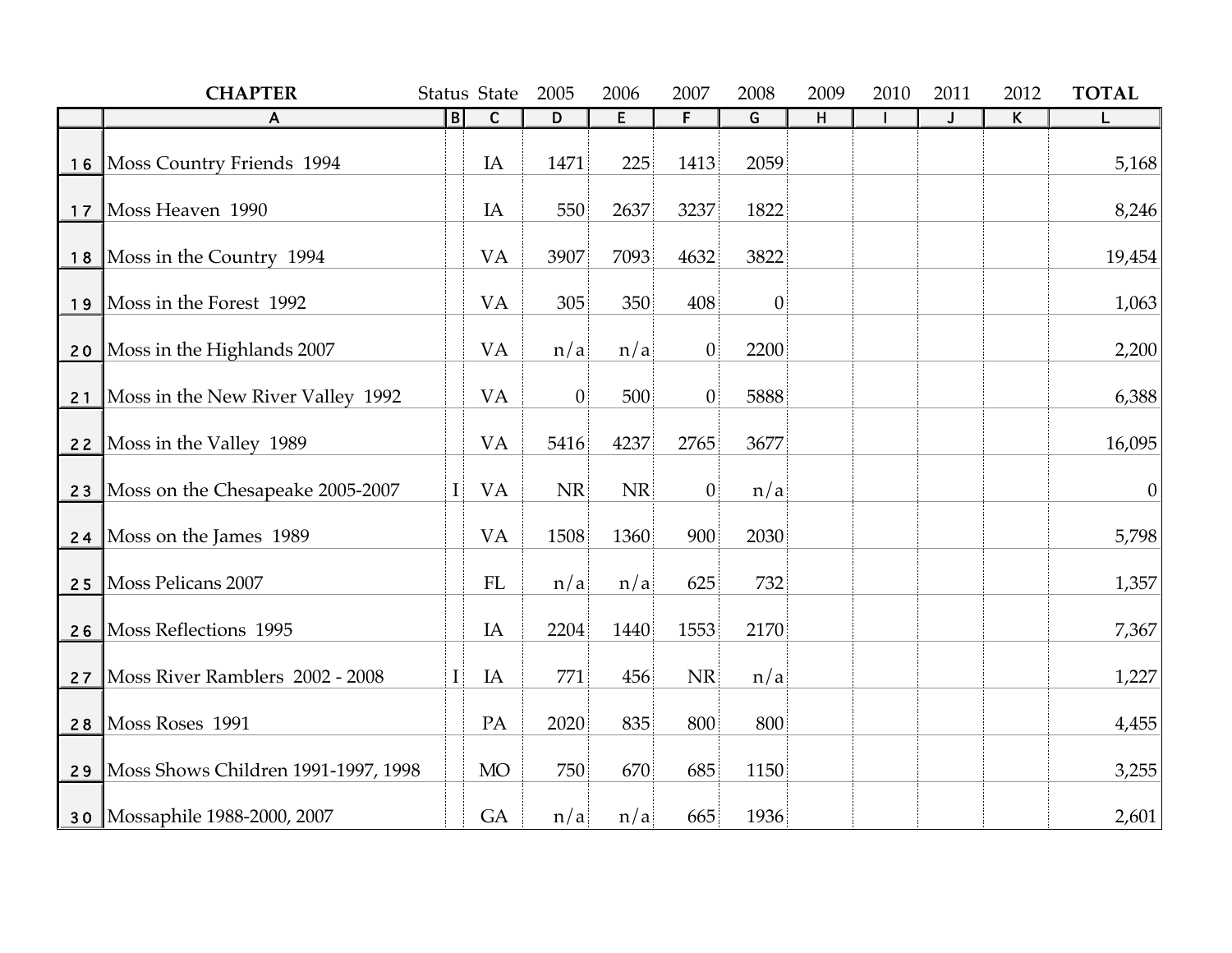| | CHAPTER | Status | State | 2005 | 2006 | 2007 | 2008 | 2009 | 2010 | 2011 | 2012 | TOTAL |
|---|---|---|---|---|---|---|---|---|---|---|---|---|
| | A | B | C | D | E | F | G | H | I | J | K | L |
| 16 | Moss Country Friends 1994 | | IA | 1471 | 225 | 1413 | 2059 | | | | | 5,168 |
| 17 | Moss Heaven 1990 | | IA | 550 | 2637 | 3237 | 1822 | | | | | 8,246 |
| 18 | Moss in the Country 1994 | | VA | 3907 | 7093 | 4632 | 3822 | | | | | 19,454 |
| 19 | Moss in the Forest 1992 | | VA | 305 | 350 | 408 | 0 | | | | | 1,063 |
| 20 | Moss in the Highlands 2007 | | VA | n/a | n/a | 0 | 2200 | | | | | 2,200 |
| 21 | Moss in the New River Valley 1992 | | VA | 0 | 500 | 0 | 5888 | | | | | 6,388 |
| 22 | Moss in the Valley 1989 | | VA | 5416 | 4237 | 2765 | 3677 | | | | | 16,095 |
| 23 | Moss on the Chesapeake 2005-2007 | I | VA | NR | NR | 0 | n/a | | | | | 0 |
| 24 | Moss on the James 1989 | | VA | 1508 | 1360 | 900 | 2030 | | | | | 5,798 |
| 25 | Moss Pelicans 2007 | | FL | n/a | n/a | 625 | 732 | | | | | 1,357 |
| 26 | Moss Reflections 1995 | | IA | 2204 | 1440 | 1553 | 2170 | | | | | 7,367 |
| 27 | Moss River Ramblers 2002 - 2008 | I | IA | 771 | 456 | NR | n/a | | | | | 1,227 |
| 28 | Moss Roses 1991 | | PA | 2020 | 835 | 800 | 800 | | | | | 4,455 |
| 29 | Moss Shows Children 1991-1997, 1998 | | MO | 750 | 670 | 685 | 1150 | | | | | 3,255 |
| 30 | Mossaphile 1988-2000, 2007 | | GA | n/a | n/a | 665 | 1936 | | | | | 2,601 |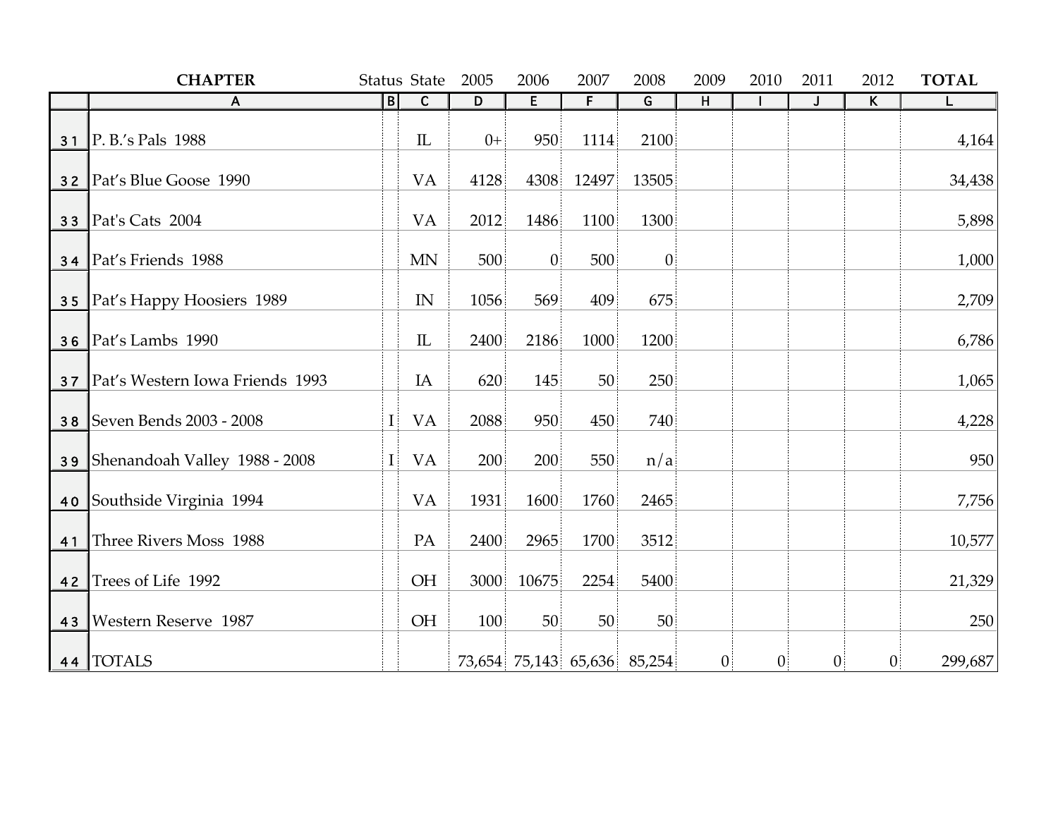| | CHAPTER | Status | State | 2005 | 2006 | 2007 | 2008 | 2009 | 2010 | 2011 | 2012 | TOTAL |
|---|---|---|---|---|---|---|---|---|---|---|---|---|
| | A | B | C | D | E | F | G | H | I | J | K | L |
| 31 | P. B.'s Pals 1988 | | IL | 0+ | 950 | 1114 | 2100 | | | | | 4,164 |
| 32 | Pat's Blue Goose 1990 | | VA | 4128 | 4308 | 12497 | 13505 | | | | | 34,438 |
| 33 | Pat's Cats 2004 | | VA | 2012 | 1486 | 1100 | 1300 | | | | | 5,898 |
| 34 | Pat's Friends 1988 | | MN | 500 | 0 | 500 | 0 | | | | | 1,000 |
| 35 | Pat's Happy Hoosiers 1989 | | IN | 1056 | 569 | 409 | 675 | | | | | 2,709 |
| 36 | Pat's Lambs 1990 | | IL | 2400 | 2186 | 1000 | 1200 | | | | | 6,786 |
| 37 | Pat's Western Iowa Friends 1993 | | IA | 620 | 145 | 50 | 250 | | | | | 1,065 |
| 38 | Seven Bends 2003 - 2008 | I | VA | 2088 | 950 | 450 | 740 | | | | | 4,228 |
| 39 | Shenandoah Valley 1988 - 2008 | I | VA | 200 | 200 | 550 | n/a | | | | | 950 |
| 40 | Southside Virginia 1994 | | VA | 1931 | 1600 | 1760 | 2465 | | | | | 7,756 |
| 41 | Three Rivers Moss 1988 | | PA | 2400 | 2965 | 1700 | 3512 | | | | | 10,577 |
| 42 | Trees of Life 1992 | | OH | 3000 | 10675 | 2254 | 5400 | | | | | 21,329 |
| 43 | Western Reserve 1987 | | OH | 100 | 50 | 50 | 50 | | | | | 250 |
| 44 | TOTALS | | | 73,654 | 75,143 | 65,636 | 85,254 | 0 | 0 | 0 | 0 | 299,687 |